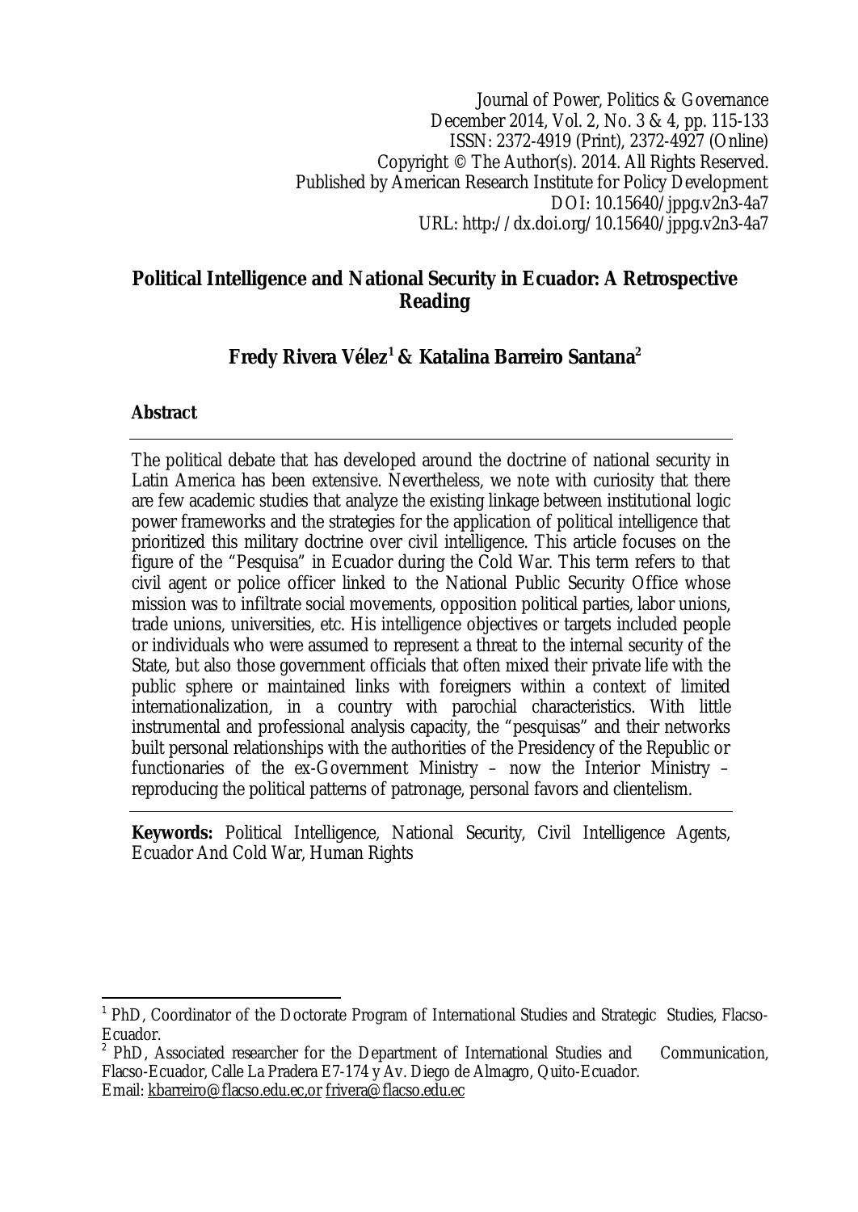Journal of Power, Politics & Governance
December 2014, Vol. 2, No. 3 & 4, pp. 115-133
ISSN: 2372-4919 (Print), 2372-4927 (Online)
Copyright © The Author(s). 2014. All Rights Reserved.
Published by American Research Institute for Policy Development
DOI: 10.15640/jppg.v2n3-4a7
URL: http://dx.doi.org/10.15640/jppg.v2n3-4a7

# Political Intelligence and National Security in Ecuador: A Retrospective Reading

**Fredy Rivera Vélez[1] & Katalina Barreiro Santana[2]**

## Abstract

The political debate that has developed around the doctrine of national security in Latin America has been extensive. Nevertheless, we note with curiosity that there are few academic studies that analyze the existing linkage between institutional logic power frameworks and the strategies for the application of political intelligence that prioritized this military doctrine over civil intelligence. This article focuses on the figure of the "Pesquisa" in Ecuador during the Cold War. This term refers to that civil agent or police officer linked to the National Public Security Office whose mission was to infiltrate social movements, opposition political parties, labor unions, trade unions, universities, etc. His intelligence objectives or targets included people or individuals who were assumed to represent a threat to the internal security of the State, but also those government officials that often mixed their private life with the public sphere or maintained links with foreigners within a context of limited internationalization, in a country with parochial characteristics. With little instrumental and professional analysis capacity, the "pesquisas" and their networks built personal relationships with the authorities of the Presidency of the Republic or functionaries of the ex-Government Ministry – now the Interior Ministry – reproducing the political patterns of patronage, personal favors and clientelism.

**Keywords:** Political Intelligence, National Security, Civil Intelligence Agents, Ecuador And Cold War, Human Rights

---

[1] PhD, Coordinator of the Doctorate Program of International Studies and Strategic Studies, Flacso-Ecuador.

[2] PhD, Associated researcher for the Department of International Studies and Communication, Flacso-Ecuador, Calle La Pradera E7-174 y Av. Diego de Almagro, Quito-Ecuador. Email: kbarreiro@flacso.edu.ec,or frivera@flacso.edu.ec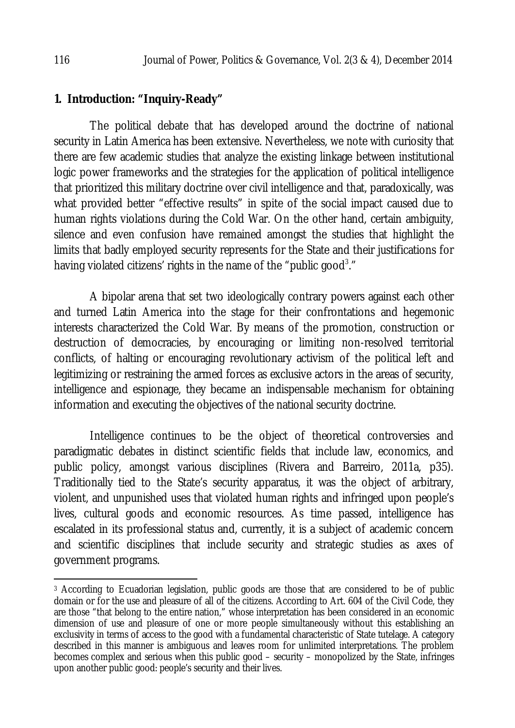## 1. Introduction: "Inquiry-Ready"

The political debate that has developed around the doctrine of national security in Latin America has been extensive. Nevertheless, we note with curiosity that there are few academic studies that analyze the existing linkage between institutional logic power frameworks and the strategies for the application of political intelligence that prioritized this military doctrine over civil intelligence and that, paradoxically, was what provided better "effective results" in spite of the social impact caused due to human rights violations during the Cold War. On the other hand, certain ambiguity, silence and even confusion have remained amongst the studies that highlight the limits that badly employed security represents for the State and their justifications for having violated citizens' rights in the name of the "public good[3]."

A bipolar arena that set two ideologically contrary powers against each other and turned Latin America into the stage for their confrontations and hegemonic interests characterized the Cold War. By means of the promotion, construction or destruction of democracies, by encouraging or limiting non-resolved territorial conflicts, of halting or encouraging revolutionary activism of the political left and legitimizing or restraining the armed forces as exclusive actors in the areas of security, intelligence and espionage, they became an indispensable mechanism for obtaining information and executing the objectives of the national security doctrine.

Intelligence continues to be the object of theoretical controversies and paradigmatic debates in distinct scientific fields that include law, economics, and public policy, amongst various disciplines (Rivera and Barreiro, 2011a, p35). Traditionally tied to the State's security apparatus, it was the object of arbitrary, violent, and unpunished uses that violated human rights and infringed upon people's lives, cultural goods and economic resources. As time passed, intelligence has escalated in its professional status and, currently, it is a subject of academic concern and scientific disciplines that include security and strategic studies as axes of government programs.

---

[3] According to Ecuadorian legislation, public goods are those that are considered to be of public domain or for the use and pleasure of all of the citizens. According to Art. 604 of the Civil Code, they are those "that belong to the entire nation," whose interpretation has been considered in an economic dimension of use and pleasure of one or more people simultaneously without this establishing an exclusivity in terms of access to the good with a fundamental characteristic of State tutelage. A category described in this manner is ambiguous and leaves room for unlimited interpretations. The problem becomes complex and serious when this public good – security – monopolized by the State, infringes upon another public good: people's security and their lives.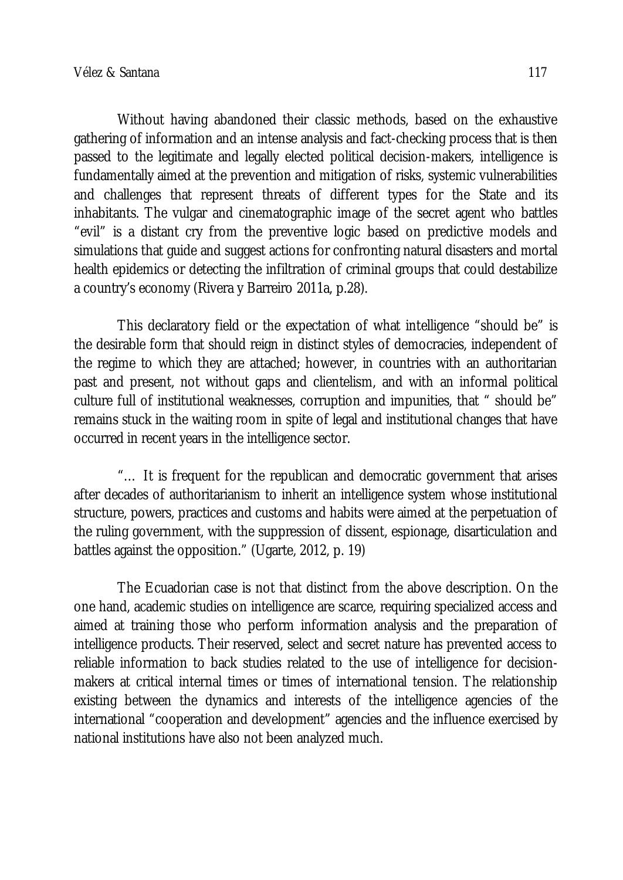Without having abandoned their classic methods, based on the exhaustive gathering of information and an intense analysis and fact-checking process that is then passed to the legitimate and legally elected political decision-makers, intelligence is fundamentally aimed at the prevention and mitigation of risks, systemic vulnerabilities and challenges that represent threats of different types for the State and its inhabitants. The vulgar and cinematographic image of the secret agent who battles "evil" is a distant cry from the preventive logic based on predictive models and simulations that guide and suggest actions for confronting natural disasters and mortal health epidemics or detecting the infiltration of criminal groups that could destabilize a country's economy (Rivera y Barreiro 2011a, p.28).

This declaratory field or the expectation of what intelligence "should be" is the desirable form that should reign in distinct styles of democracies, independent of the regime to which they are attached; however, in countries with an authoritarian past and present, not without gaps and clientelism, and with an informal political culture full of institutional weaknesses, corruption and impunities, that " should be" remains stuck in the waiting room in spite of legal and institutional changes that have occurred in recent years in the intelligence sector.

"… It is frequent for the republican and democratic government that arises after decades of authoritarianism to inherit an intelligence system whose institutional structure, powers, practices and customs and habits were aimed at the perpetuation of the ruling government, with the suppression of dissent, espionage, disarticulation and battles against the opposition." (Ugarte, 2012, p. 19)

The Ecuadorian case is not that distinct from the above description. On the one hand, academic studies on intelligence are scarce, requiring specialized access and aimed at training those who perform information analysis and the preparation of intelligence products. Their reserved, select and secret nature has prevented access to reliable information to back studies related to the use of intelligence for decision-makers at critical internal times or times of international tension. The relationship existing between the dynamics and interests of the intelligence agencies of the international "cooperation and development" agencies and the influence exercised by national institutions have also not been analyzed much.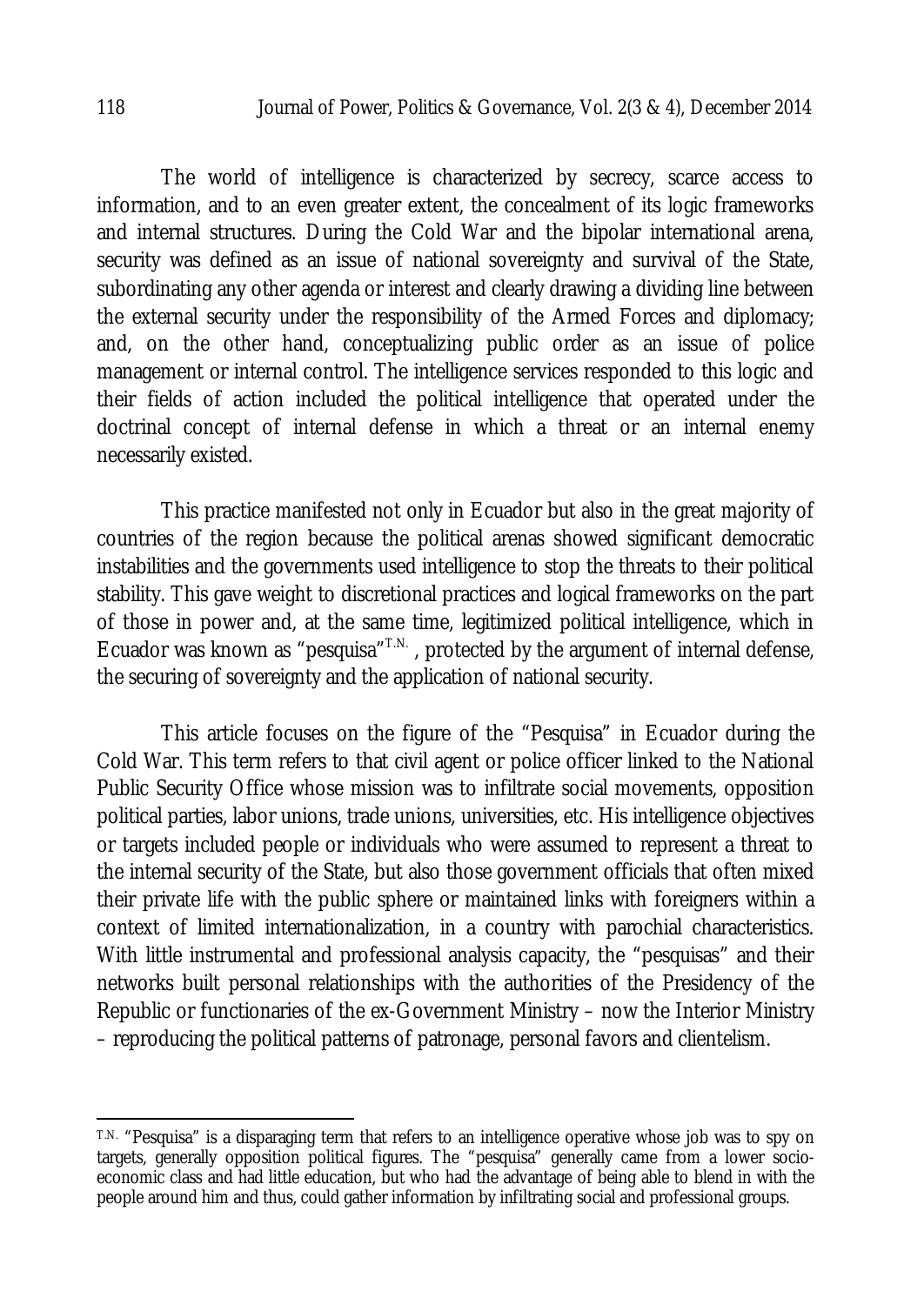The world of intelligence is characterized by secrecy, scarce access to information, and to an even greater extent, the concealment of its logic frameworks and internal structures. During the Cold War and the bipolar international arena, security was defined as an issue of national sovereignty and survival of the State, subordinating any other agenda or interest and clearly drawing a dividing line between the external security under the responsibility of the Armed Forces and diplomacy; and, on the other hand, conceptualizing public order as an issue of police management or internal control. The intelligence services responded to this logic and their fields of action included the political intelligence that operated under the doctrinal concept of internal defense in which a threat or an internal enemy necessarily existed.

This practice manifested not only in Ecuador but also in the great majority of countries of the region because the political arenas showed significant democratic instabilities and the governments used intelligence to stop the threats to their political stability. This gave weight to discretional practices and logical frameworks on the part of those in power and, at the same time, legitimized political intelligence, which in Ecuador was known as "pesquisa"[T.N.], protected by the argument of internal defense, the securing of sovereignty and the application of national security.

This article focuses on the figure of the "Pesquisa" in Ecuador during the Cold War. This term refers to that civil agent or police officer linked to the National Public Security Office whose mission was to infiltrate social movements, opposition political parties, labor unions, trade unions, universities, etc. His intelligence objectives or targets included people or individuals who were assumed to represent a threat to the internal security of the State, but also those government officials that often mixed their private life with the public sphere or maintained links with foreigners within a context of limited internationalization, in a country with parochial characteristics. With little instrumental and professional analysis capacity, the "pesquisas" and their networks built personal relationships with the authorities of the Presidency of the Republic or functionaries of the ex-Government Ministry – now the Interior Ministry – reproducing the political patterns of patronage, personal favors and clientelism.

---

[T.N.] "Pesquisa" is a disparaging term that refers to an intelligence operative whose job was to spy on targets, generally opposition political figures. The "pesquisa" generally came from a lower socio-economic class and had little education, but who had the advantage of being able to blend in with the people around him and thus, could gather information by infiltrating social and professional groups.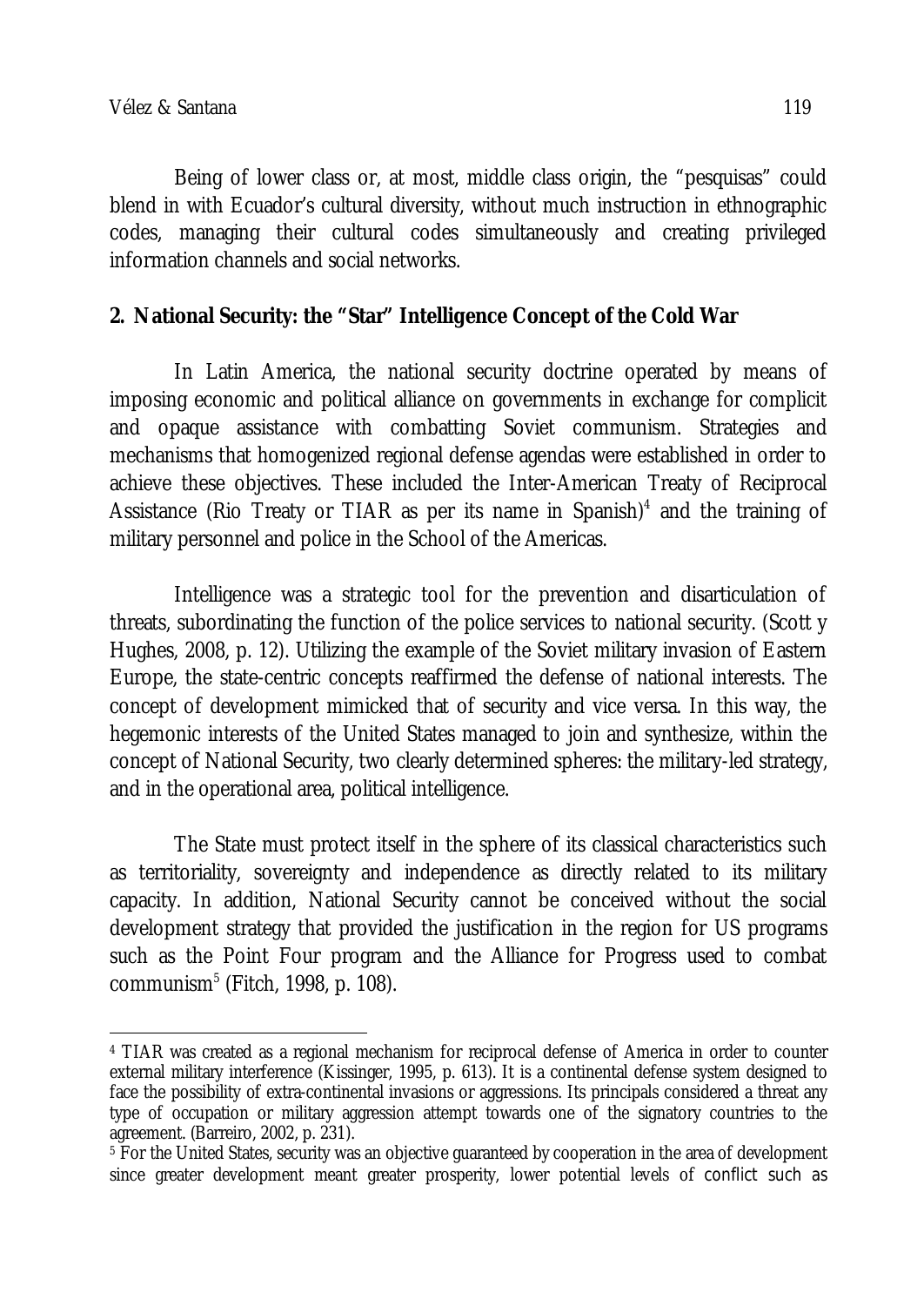Being of lower class or, at most, middle class origin, the "pesquisas" could blend in with Ecuador's cultural diversity, without much instruction in ethnographic codes, managing their cultural codes simultaneously and creating privileged information channels and social networks.

## 2. National Security: the "Star" Intelligence Concept of the Cold War

In Latin America, the national security doctrine operated by means of imposing economic and political alliance on governments in exchange for complicit and opaque assistance with combatting Soviet communism. Strategies and mechanisms that homogenized regional defense agendas were established in order to achieve these objectives. These included the Inter-American Treaty of Reciprocal Assistance (Rio Treaty or TIAR as per its name in Spanish)[4] and the training of military personnel and police in the School of the Americas.

Intelligence was a strategic tool for the prevention and disarticulation of threats, subordinating the function of the police services to national security. (Scott y Hughes, 2008, p. 12). Utilizing the example of the Soviet military invasion of Eastern Europe, the state-centric concepts reaffirmed the defense of national interests. The concept of development mimicked that of security and vice versa. In this way, the hegemonic interests of the United States managed to join and synthesize, within the concept of National Security, two clearly determined spheres: the military-led strategy, and in the operational area, political intelligence.

The State must protect itself in the sphere of its classical characteristics such as territoriality, sovereignty and independence as directly related to its military capacity. In addition, National Security cannot be conceived without the social development strategy that provided the justification in the region for US programs such as the Point Four program and the Alliance for Progress used to combat communism[5] (Fitch, 1998, p. 108).

[4] TIAR was created as a regional mechanism for reciprocal defense of America in order to counter external military interference (Kissinger, 1995, p. 613). It is a continental defense system designed to face the possibility of extra-continental invasions or aggressions. Its principals considered a threat any type of occupation or military aggression attempt towards one of the signatory countries to the agreement. (Barreiro, 2002, p. 231).

[5] For the United States, security was an objective guaranteed by cooperation in the area of development since greater development meant greater prosperity, lower potential levels of conflict such as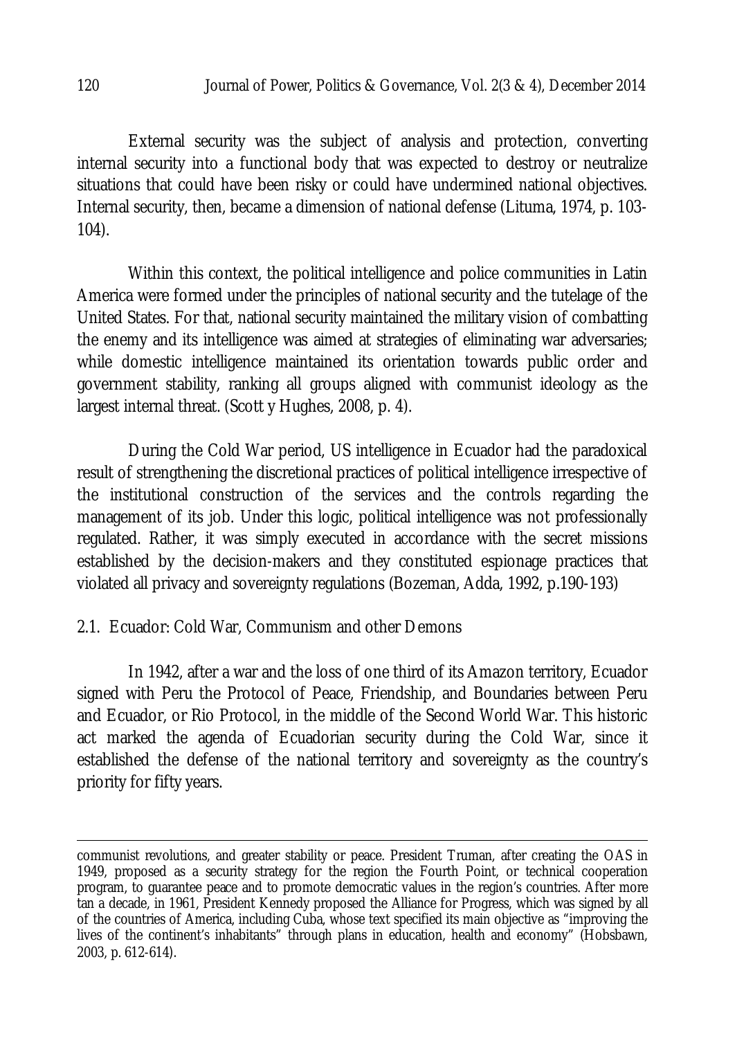External security was the subject of analysis and protection, converting internal security into a functional body that was expected to destroy or neutralize situations that could have been risky or could have undermined national objectives. Internal security, then, became a dimension of national defense (Lituma, 1974, p. 103-104).

Within this context, the political intelligence and police communities in Latin America were formed under the principles of national security and the tutelage of the United States. For that, national security maintained the military vision of combatting the enemy and its intelligence was aimed at strategies of eliminating war adversaries; while domestic intelligence maintained its orientation towards public order and government stability, ranking all groups aligned with communist ideology as the largest internal threat. (Scott y Hughes, 2008, p. 4).

During the Cold War period, US intelligence in Ecuador had the paradoxical result of strengthening the discretional practices of political intelligence irrespective of the institutional construction of the services and the controls regarding the management of its job. Under this logic, political intelligence was not professionally regulated. Rather, it was simply executed in accordance with the secret missions established by the decision-makers and they constituted espionage practices that violated all privacy and sovereignty regulations (Bozeman, Adda, 1992, p.190-193)

### 2.1. Ecuador: Cold War, Communism and other Demons

In 1942, after a war and the loss of one third of its Amazon territory, Ecuador signed with Peru the Protocol of Peace, Friendship, and Boundaries between Peru and Ecuador, or Rio Protocol, in the middle of the Second World War. This historic act marked the agenda of Ecuadorian security during the Cold War, since it established the defense of the national territory and sovereignty as the country's priority for fifty years.

---

communist revolutions, and greater stability or peace. President Truman, after creating the OAS in 1949, proposed as a security strategy for the region the Fourth Point, or technical cooperation program, to guarantee peace and to promote democratic values in the region's countries. After more tan a decade, in 1961, President Kennedy proposed the Alliance for Progress, which was signed by all of the countries of America, including Cuba, whose text specified its main objective as "improving the lives of the continent's inhabitants" through plans in education, health and economy" (Hobsbawn, 2003, p. 612-614).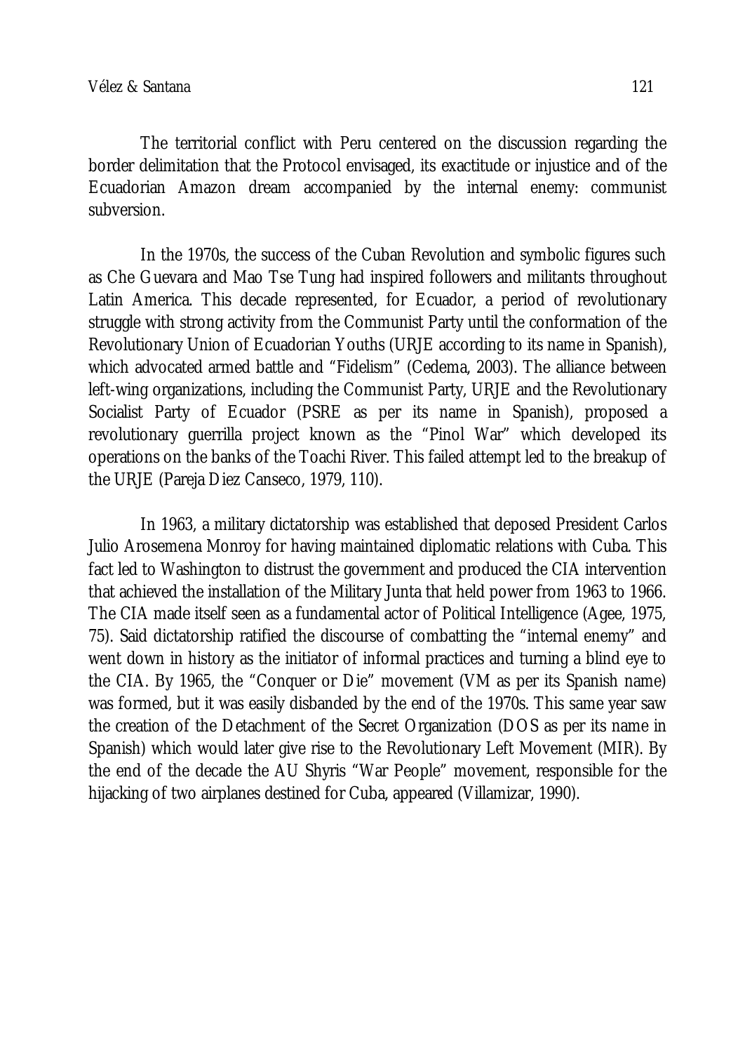The territorial conflict with Peru centered on the discussion regarding the border delimitation that the Protocol envisaged, its exactitude or injustice and of the Ecuadorian Amazon dream accompanied by the internal enemy: communist subversion.

In the 1970s, the success of the Cuban Revolution and symbolic figures such as Che Guevara and Mao Tse Tung had inspired followers and militants throughout Latin America. This decade represented, for Ecuador, a period of revolutionary struggle with strong activity from the Communist Party until the conformation of the Revolutionary Union of Ecuadorian Youths (URJE according to its name in Spanish), which advocated armed battle and "Fidelism" (Cedema, 2003). The alliance between left-wing organizations, including the Communist Party, URJE and the Revolutionary Socialist Party of Ecuador (PSRE as per its name in Spanish), proposed a revolutionary guerrilla project known as the "Pinol War" which developed its operations on the banks of the Toachi River. This failed attempt led to the breakup of the URJE (Pareja Diez Canseco, 1979, 110).

In 1963, a military dictatorship was established that deposed President Carlos Julio Arosemena Monroy for having maintained diplomatic relations with Cuba. This fact led to Washington to distrust the government and produced the CIA intervention that achieved the installation of the Military Junta that held power from 1963 to 1966. The CIA made itself seen as a fundamental actor of Political Intelligence (Agee, 1975, 75). Said dictatorship ratified the discourse of combatting the "internal enemy" and went down in history as the initiator of informal practices and turning a blind eye to the CIA. By 1965, the "Conquer or Die" movement (VM as per its Spanish name) was formed, but it was easily disbanded by the end of the 1970s. This same year saw the creation of the Detachment of the Secret Organization (DOS as per its name in Spanish) which would later give rise to the Revolutionary Left Movement (MIR). By the end of the decade the AU Shyris "War People" movement, responsible for the hijacking of two airplanes destined for Cuba, appeared (Villamizar, 1990).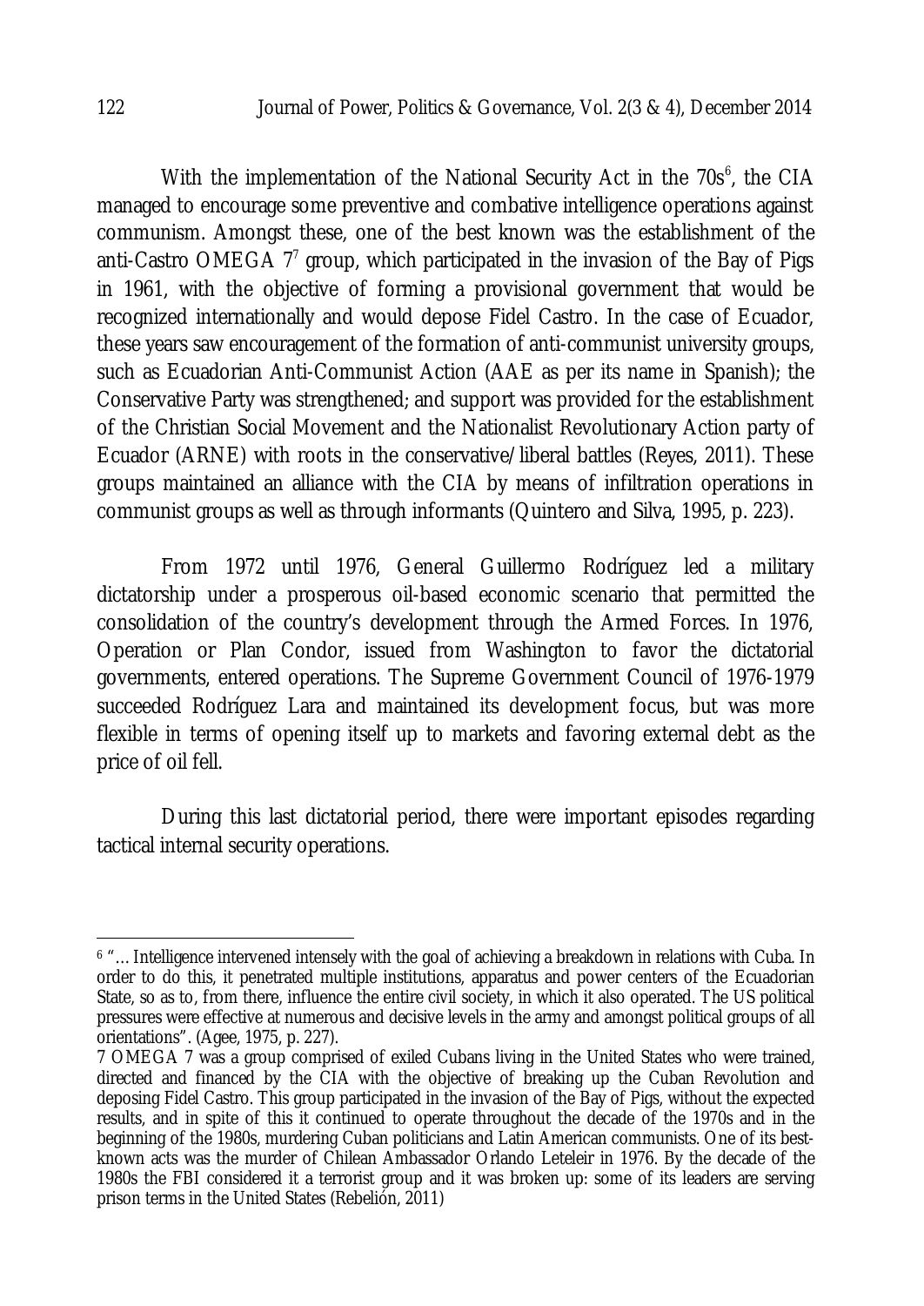With the implementation of the National Security Act in the 70s[6], the CIA managed to encourage some preventive and combative intelligence operations against communism. Amongst these, one of the best known was the establishment of the anti-Castro OMEGA 7[7] group, which participated in the invasion of the Bay of Pigs in 1961, with the objective of forming a provisional government that would be recognized internationally and would depose Fidel Castro. In the case of Ecuador, these years saw encouragement of the formation of anti-communist university groups, such as Ecuadorian Anti-Communist Action (AAE as per its name in Spanish); the Conservative Party was strengthened; and support was provided for the establishment of the Christian Social Movement and the Nationalist Revolutionary Action party of Ecuador (ARNE) with roots in the conservative/liberal battles (Reyes, 2011). These groups maintained an alliance with the CIA by means of infiltration operations in communist groups as well as through informants (Quintero and Silva, 1995, p. 223).

From 1972 until 1976, General Guillermo Rodríguez led a military dictatorship under a prosperous oil-based economic scenario that permitted the consolidation of the country's development through the Armed Forces. In 1976, Operation or Plan Condor, issued from Washington to favor the dictatorial governments, entered operations. The Supreme Government Council of 1976-1979 succeeded Rodríguez Lara and maintained its development focus, but was more flexible in terms of opening itself up to markets and favoring external debt as the price of oil fell.

During this last dictatorial period, there were important episodes regarding tactical internal security operations.

---

[6] "… Intelligence intervened intensely with the goal of achieving a breakdown in relations with Cuba. In order to do this, it penetrated multiple institutions, apparatus and power centers of the Ecuadorian State, so as to, from there, influence the entire civil society, in which it also operated. The US political pressures were effective at numerous and decisive levels in the army and amongst political groups of all orientations". (Agee, 1975, p. 227).

[7] OMEGA 7 was a group comprised of exiled Cubans living in the United States who were trained, directed and financed by the CIA with the objective of breaking up the Cuban Revolution and deposing Fidel Castro. This group participated in the invasion of the Bay of Pigs, without the expected results, and in spite of this it continued to operate throughout the decade of the 1970s and in the beginning of the 1980s, murdering Cuban politicians and Latin American communists. One of its best-known acts was the murder of Chilean Ambassador Orlando Leteleir in 1976. By the decade of the 1980s the FBI considered it a terrorist group and it was broken up: some of its leaders are serving prison terms in the United States (Rebelión, 2011)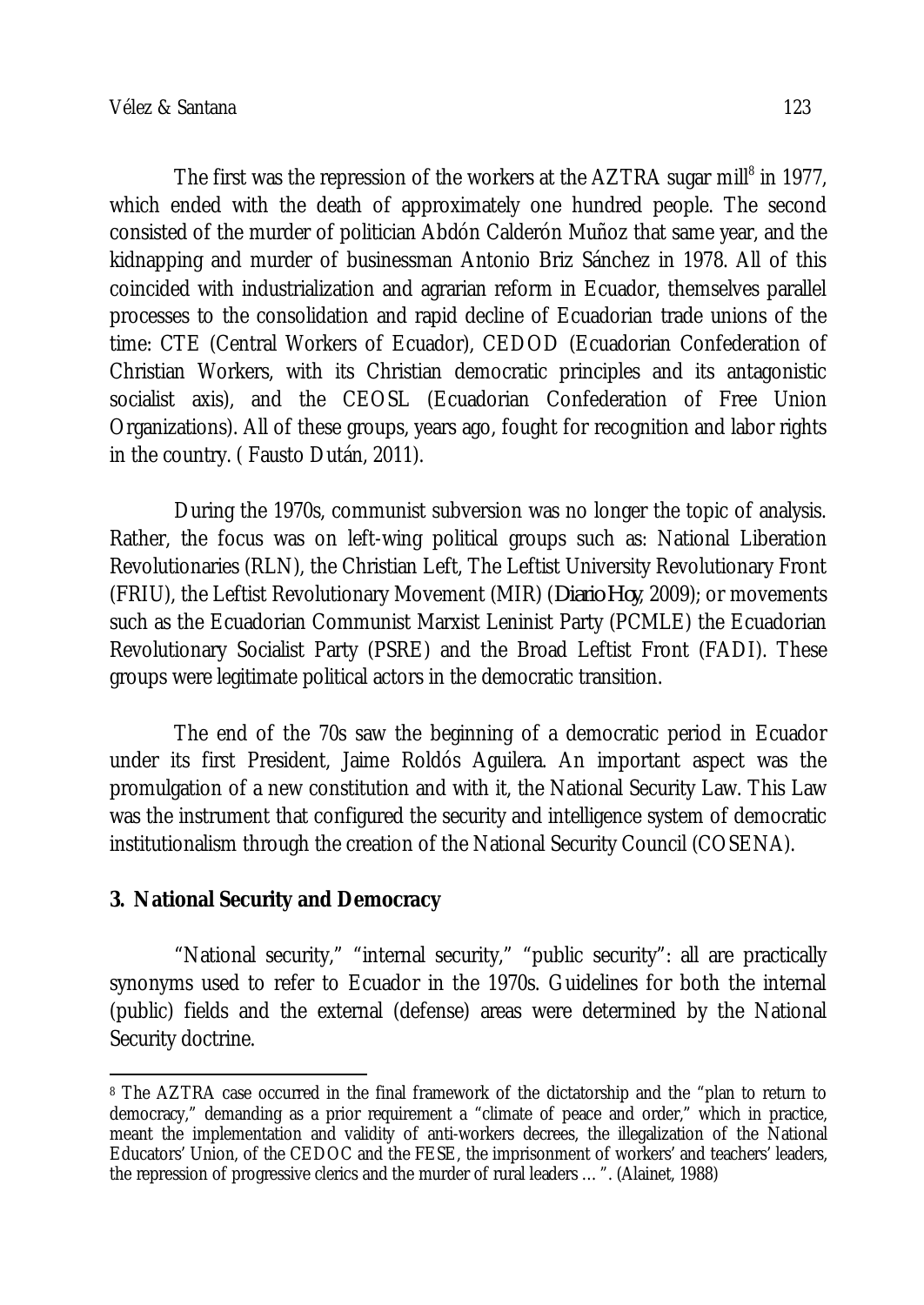The first was the repression of the workers at the AZTRA sugar mill[8] in 1977, which ended with the death of approximately one hundred people. The second consisted of the murder of politician Abdón Calderón Muñoz that same year, and the kidnapping and murder of businessman Antonio Briz Sánchez in 1978. All of this coincided with industrialization and agrarian reform in Ecuador, themselves parallel processes to the consolidation and rapid decline of Ecuadorian trade unions of the time: CTE (Central Workers of Ecuador), CEDOD (Ecuadorian Confederation of Christian Workers, with its Christian democratic principles and its antagonistic socialist axis), and the CEOSL (Ecuadorian Confederation of Free Union Organizations). All of these groups, years ago, fought for recognition and labor rights in the country. ( Fausto Dután, 2011).

During the 1970s, communist subversion was no longer the topic of analysis. Rather, the focus was on left-wing political groups such as: National Liberation Revolutionaries (RLN), the Christian Left, The Leftist University Revolutionary Front (FRIU), the Leftist Revolutionary Movement (MIR) (*Diario Hoy*, 2009); or movements such as the Ecuadorian Communist Marxist Leninist Party (PCMLE) the Ecuadorian Revolutionary Socialist Party (PSRE) and the Broad Leftist Front (FADI). These groups were legitimate political actors in the democratic transition.

The end of the 70s saw the beginning of a democratic period in Ecuador under its first President, Jaime Roldós Aguilera. An important aspect was the promulgation of a new constitution and with it, the National Security Law. This Law was the instrument that configured the security and intelligence system of democratic institutionalism through the creation of the National Security Council (COSENA).

## 3. National Security and Democracy

"National security," "internal security," "public security": all are practically synonyms used to refer to Ecuador in the 1970s. Guidelines for both the internal (public) fields and the external (defense) areas were determined by the National Security doctrine.

---

[8] The AZTRA case occurred in the final framework of the dictatorship and the "plan to return to democracy," demanding as a prior requirement a "climate of peace and order," which in practice, meant the implementation and validity of anti-workers decrees, the illegalization of the National Educators' Union, of the CEDOC and the FESE, the imprisonment of workers' and teachers' leaders, the repression of progressive clerics and the murder of rural leaders ... ". (Alainet, 1988)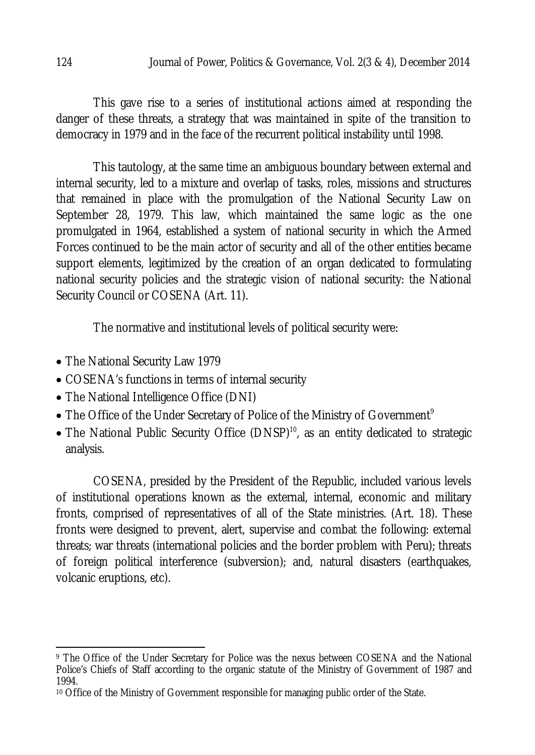This gave rise to a series of institutional actions aimed at responding the danger of these threats, a strategy that was maintained in spite of the transition to democracy in 1979 and in the face of the recurrent political instability until 1998.

This tautology, at the same time an ambiguous boundary between external and internal security, led to a mixture and overlap of tasks, roles, missions and structures that remained in place with the promulgation of the National Security Law on September 28, 1979. This law, which maintained the same logic as the one promulgated in 1964, established a system of national security in which the Armed Forces continued to be the main actor of security and all of the other entities became support elements, legitimized by the creation of an organ dedicated to formulating national security policies and the strategic vision of national security: the National Security Council or COSENA (Art. 11).

The normative and institutional levels of political security were:

- The National Security Law 1979
- COSENA's functions in terms of internal security
- The National Intelligence Office (DNI)
- The Office of the Under Secretary of Police of the Ministry of Government[9]
- The National Public Security Office (DNSP)[10], as an entity dedicated to strategic analysis.

COSENA, presided by the President of the Republic, included various levels of institutional operations known as the external, internal, economic and military fronts, comprised of representatives of all of the State ministries. (Art. 18). These fronts were designed to prevent, alert, supervise and combat the following: external threats; war threats (international policies and the border problem with Peru); threats of foreign political interference (subversion); and, natural disasters (earthquakes, volcanic eruptions, etc).

---

[9] The Office of the Under Secretary for Police was the nexus between COSENA and the National Police's Chiefs of Staff according to the organic statute of the Ministry of Government of 1987 and 1994.

[10] Office of the Ministry of Government responsible for managing public order of the State.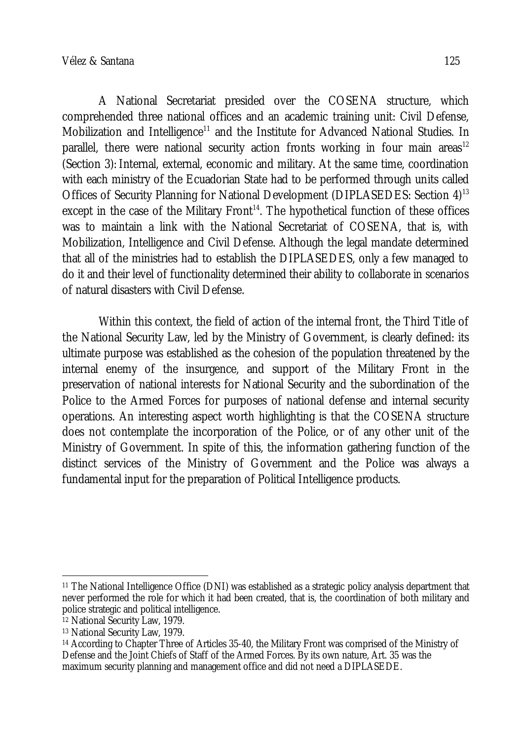A National Secretariat presided over the COSENA structure, which comprehended three national offices and an academic training unit: Civil Defense, Mobilization and Intelligence[11] and the Institute for Advanced National Studies. In parallel, there were national security action fronts working in four main areas[12] (Section 3): Internal, external, economic and military. At the same time, coordination with each ministry of the Ecuadorian State had to be performed through units called Offices of Security Planning for National Development (DIPLASEDES: Section 4)[13] except in the case of the Military Front[14]. The hypothetical function of these offices was to maintain a link with the National Secretariat of COSENA, that is, with Mobilization, Intelligence and Civil Defense. Although the legal mandate determined that all of the ministries had to establish the DIPLASEDES, only a few managed to do it and their level of functionality determined their ability to collaborate in scenarios of natural disasters with Civil Defense.

Within this context, the field of action of the internal front, the Third Title of the National Security Law, led by the Ministry of Government, is clearly defined: its ultimate purpose was established as the cohesion of the population threatened by the internal enemy of the insurgence, and support of the Military Front in the preservation of national interests for National Security and the subordination of the Police to the Armed Forces for purposes of national defense and internal security operations. An interesting aspect worth highlighting is that the COSENA structure does not contemplate the incorporation of the Police, or of any other unit of the Ministry of Government. In spite of this, the information gathering function of the distinct services of the Ministry of Government and the Police was always a fundamental input for the preparation of Political Intelligence products.

---

[11] The National Intelligence Office (DNI) was established as a strategic policy analysis department that never performed the role for which it had been created, that is, the coordination of both military and police strategic and political intelligence.

[12] National Security Law, 1979.

[13] National Security Law, 1979.

[14] According to Chapter Three of Articles 35-40, the Military Front was comprised of the Ministry of Defense and the Joint Chiefs of Staff of the Armed Forces. By its own nature, Art. 35 was the maximum security planning and management office and did not need a DIPLASEDE.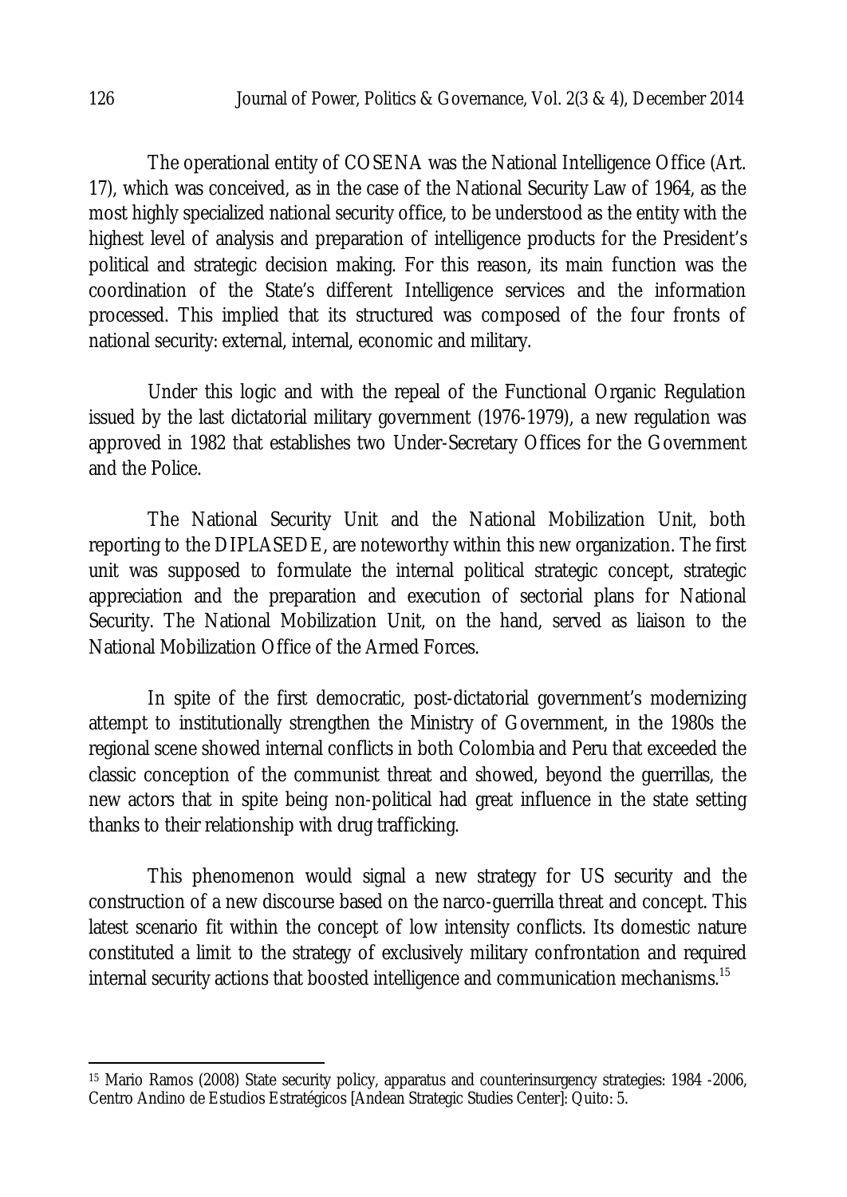The operational entity of COSENA was the National Intelligence Office (Art. 17), which was conceived, as in the case of the National Security Law of 1964, as the most highly specialized national security office, to be understood as the entity with the highest level of analysis and preparation of intelligence products for the President's political and strategic decision making. For this reason, its main function was the coordination of the State's different Intelligence services and the information processed. This implied that its structured was composed of the four fronts of national security: external, internal, economic and military.

Under this logic and with the repeal of the Functional Organic Regulation issued by the last dictatorial military government (1976-1979), a new regulation was approved in 1982 that establishes two Under-Secretary Offices for the Government and the Police.

The National Security Unit and the National Mobilization Unit, both reporting to the DIPLASEDE, are noteworthy within this new organization. The first unit was supposed to formulate the internal political strategic concept, strategic appreciation and the preparation and execution of sectorial plans for National Security. The National Mobilization Unit, on the hand, served as liaison to the National Mobilization Office of the Armed Forces.

In spite of the first democratic, post-dictatorial government's modernizing attempt to institutionally strengthen the Ministry of Government, in the 1980s the regional scene showed internal conflicts in both Colombia and Peru that exceeded the classic conception of the communist threat and showed, beyond the guerrillas, the new actors that in spite being non-political had great influence in the state setting thanks to their relationship with drug trafficking.

This phenomenon would signal a new strategy for US security and the construction of a new discourse based on the narco-guerrilla threat and concept. This latest scenario fit within the concept of low intensity conflicts. Its domestic nature constituted a limit to the strategy of exclusively military confrontation and required internal security actions that boosted intelligence and communication mechanisms.[15]

---

[15] Mario Ramos (2008) State security policy, apparatus and counterinsurgency strategies: 1984 -2006, Centro Andino de Estudios Estratégicos [Andean Strategic Studies Center]: Quito: 5.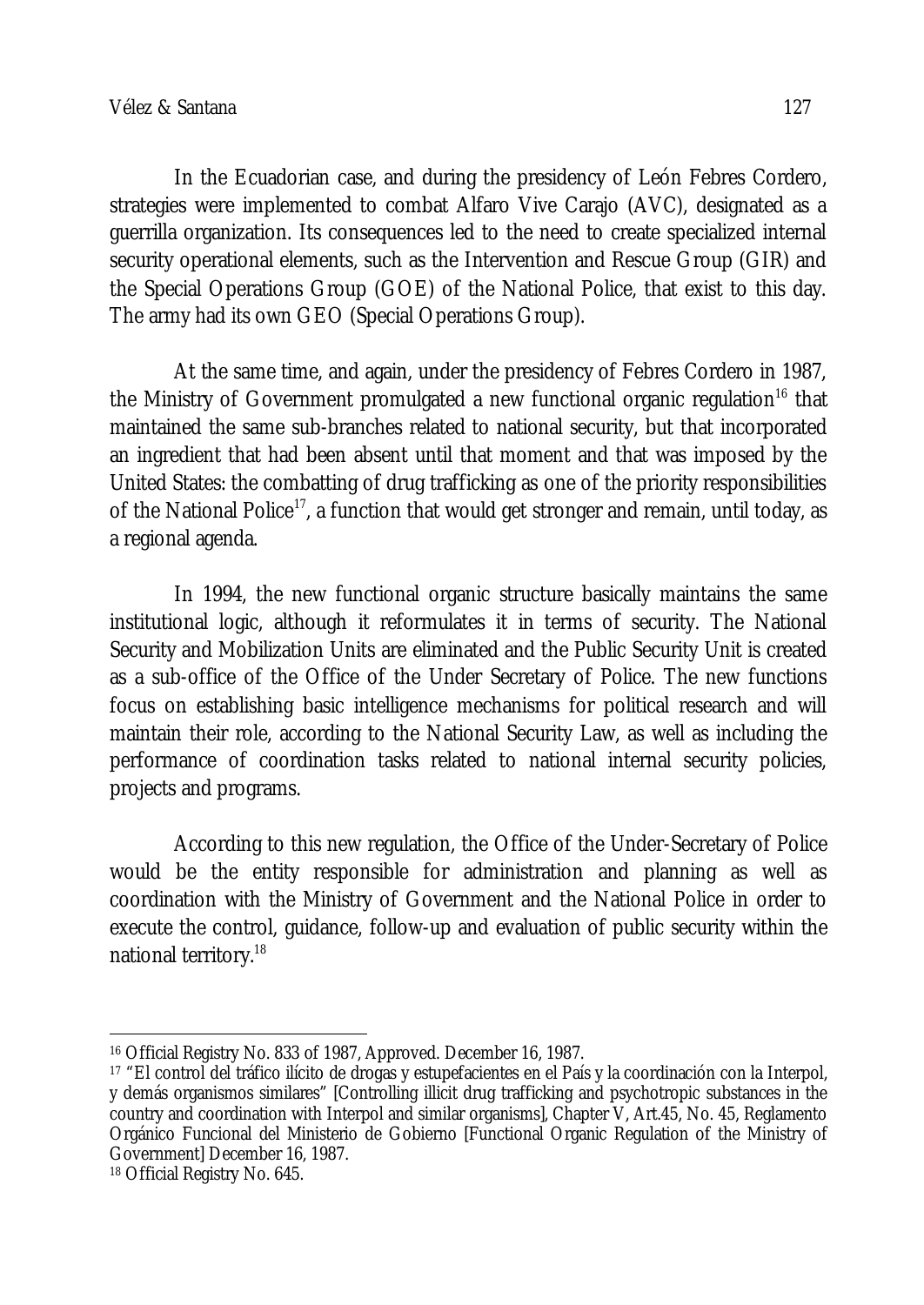In the Ecuadorian case, and during the presidency of León Febres Cordero, strategies were implemented to combat Alfaro Vive Carajo (AVC), designated as a guerrilla organization. Its consequences led to the need to create specialized internal security operational elements, such as the Intervention and Rescue Group (GIR) and the Special Operations Group (GOE) of the National Police, that exist to this day. The army had its own GEO (Special Operations Group).

At the same time, and again, under the presidency of Febres Cordero in 1987, the Ministry of Government promulgated a new functional organic regulation[16] that maintained the same sub-branches related to national security, but that incorporated an ingredient that had been absent until that moment and that was imposed by the United States: the combatting of drug trafficking as one of the priority responsibilities of the National Police[17], a function that would get stronger and remain, until today, as a regional agenda.

In 1994, the new functional organic structure basically maintains the same institutional logic, although it reformulates it in terms of security. The National Security and Mobilization Units are eliminated and the Public Security Unit is created as a sub-office of the Office of the Under Secretary of Police. The new functions focus on establishing basic intelligence mechanisms for political research and will maintain their role, according to the National Security Law, as well as including the performance of coordination tasks related to national internal security policies, projects and programs.

According to this new regulation, the Office of the Under-Secretary of Police would be the entity responsible for administration and planning as well as coordination with the Ministry of Government and the National Police in order to execute the control, guidance, follow-up and evaluation of public security within the national territory.[18]

---

[16] Official Registry No. 833 of 1987, Approved. December 16, 1987.

[17] "El control del tráfico ilícito de drogas y estupefacientes en el País y la coordinación con la Interpol, y demás organismos similares" [Controlling illicit drug trafficking and psychotropic substances in the country and coordination with Interpol and similar organisms], Chapter V, Art.45, No. 45, Reglamento Orgánico Funcional del Ministerio de Gobierno [Functional Organic Regulation of the Ministry of Government] December 16, 1987.

[18] Official Registry No. 645.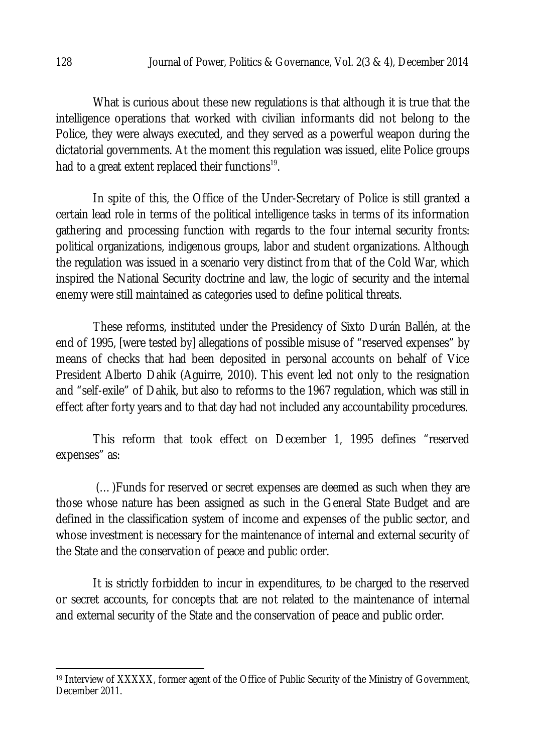What is curious about these new regulations is that although it is true that the intelligence operations that worked with civilian informants did not belong to the Police, they were always executed, and they served as a powerful weapon during the dictatorial governments. At the moment this regulation was issued, elite Police groups had to a great extent replaced their functions[19].

In spite of this, the Office of the Under-Secretary of Police is still granted a certain lead role in terms of the political intelligence tasks in terms of its information gathering and processing function with regards to the four internal security fronts: political organizations, indigenous groups, labor and student organizations. Although the regulation was issued in a scenario very distinct from that of the Cold War, which inspired the National Security doctrine and law, the logic of security and the internal enemy were still maintained as categories used to define political threats.

These reforms, instituted under the Presidency of Sixto Durán Ballén, at the end of 1995, [were tested by] allegations of possible misuse of "reserved expenses" by means of checks that had been deposited in personal accounts on behalf of Vice President Alberto Dahik (Aguirre, 2010). This event led not only to the resignation and "self-exile" of Dahik, but also to reforms to the 1967 regulation, which was still in effect after forty years and to that day had not included any accountability procedures.

This reform that took effect on December 1, 1995 defines "reserved expenses" as:

(…)Funds for reserved or secret expenses are deemed as such when they are those whose nature has been assigned as such in the General State Budget and are defined in the classification system of income and expenses of the public sector, and whose investment is necessary for the maintenance of internal and external security of the State and the conservation of peace and public order.

It is strictly forbidden to incur in expenditures, to be charged to the reserved or secret accounts, for concepts that are not related to the maintenance of internal and external security of the State and the conservation of peace and public order.

---

[19] Interview of XXXXX, former agent of the Office of Public Security of the Ministry of Government, December 2011.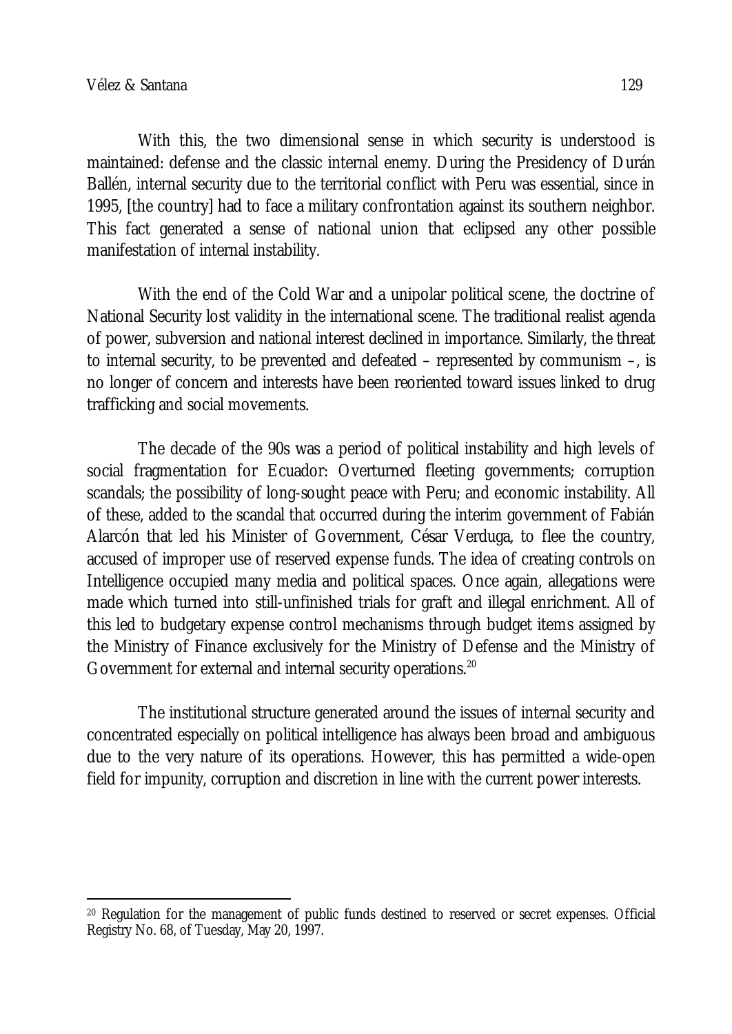With this, the two dimensional sense in which security is understood is maintained: defense and the classic internal enemy. During the Presidency of Durán Ballén, internal security due to the territorial conflict with Peru was essential, since in 1995, [the country] had to face a military confrontation against its southern neighbor. This fact generated a sense of national union that eclipsed any other possible manifestation of internal instability.

With the end of the Cold War and a unipolar political scene, the doctrine of National Security lost validity in the international scene. The traditional realist agenda of power, subversion and national interest declined in importance. Similarly, the threat to internal security, to be prevented and defeated – represented by communism –, is no longer of concern and interests have been reoriented toward issues linked to drug trafficking and social movements.

The decade of the 90s was a period of political instability and high levels of social fragmentation for Ecuador: Overturned fleeting governments; corruption scandals; the possibility of long-sought peace with Peru; and economic instability. All of these, added to the scandal that occurred during the interim government of Fabián Alarcón that led his Minister of Government, César Verduga, to flee the country, accused of improper use of reserved expense funds. The idea of creating controls on Intelligence occupied many media and political spaces. Once again, allegations were made which turned into still-unfinished trials for graft and illegal enrichment. All of this led to budgetary expense control mechanisms through budget items assigned by the Ministry of Finance exclusively for the Ministry of Defense and the Ministry of Government for external and internal security operations.[20]

The institutional structure generated around the issues of internal security and concentrated especially on political intelligence has always been broad and ambiguous due to the very nature of its operations. However, this has permitted a wide-open field for impunity, corruption and discretion in line with the current power interests.

[20] Regulation for the management of public funds destined to reserved or secret expenses. Official Registry No. 68, of Tuesday, May 20, 1997.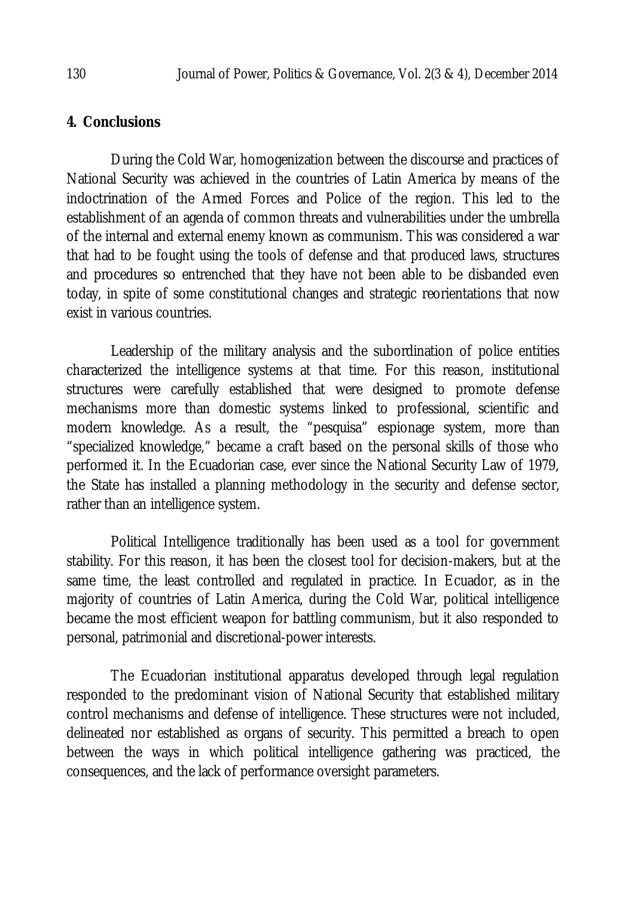## 4. Conclusions

During the Cold War, homogenization between the discourse and practices of National Security was achieved in the countries of Latin America by means of the indoctrination of the Armed Forces and Police of the region. This led to the establishment of an agenda of common threats and vulnerabilities under the umbrella of the internal and external enemy known as communism. This was considered a war that had to be fought using the tools of defense and that produced laws, structures and procedures so entrenched that they have not been able to be disbanded even today, in spite of some constitutional changes and strategic reorientations that now exist in various countries.

Leadership of the military analysis and the subordination of police entities characterized the intelligence systems at that time. For this reason, institutional structures were carefully established that were designed to promote defense mechanisms more than domestic systems linked to professional, scientific and modern knowledge. As a result, the "pesquisa" espionage system, more than "specialized knowledge," became a craft based on the personal skills of those who performed it. In the Ecuadorian case, ever since the National Security Law of 1979, the State has installed a planning methodology in the security and defense sector, rather than an intelligence system.

Political Intelligence traditionally has been used as a tool for government stability. For this reason, it has been the closest tool for decision-makers, but at the same time, the least controlled and regulated in practice. In Ecuador, as in the majority of countries of Latin America, during the Cold War, political intelligence became the most efficient weapon for battling communism, but it also responded to personal, patrimonial and discretional-power interests.

The Ecuadorian institutional apparatus developed through legal regulation responded to the predominant vision of National Security that established military control mechanisms and defense of intelligence. These structures were not included, delineated nor established as organs of security. This permitted a breach to open between the ways in which political intelligence gathering was practiced, the consequences, and the lack of performance oversight parameters.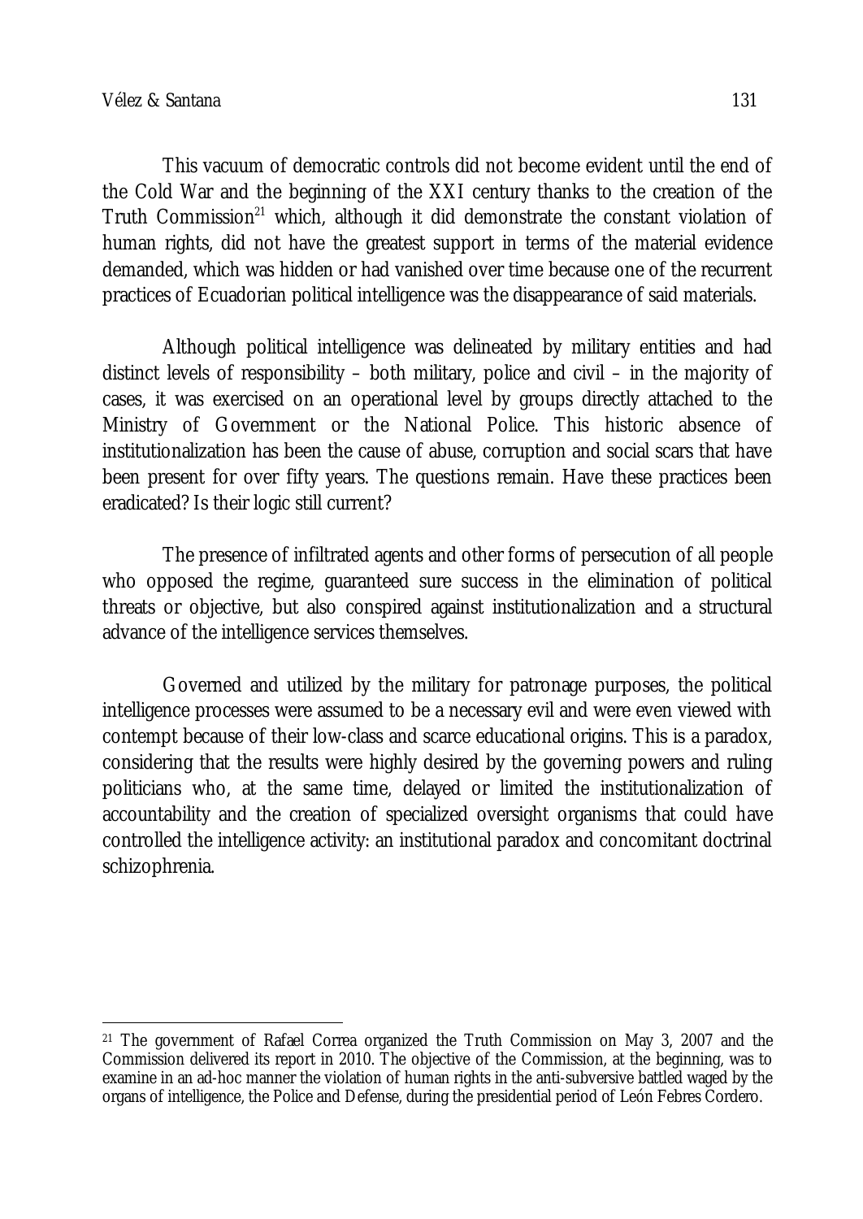This vacuum of democratic controls did not become evident until the end of the Cold War and the beginning of the XXI century thanks to the creation of the Truth Commission[21] which, although it did demonstrate the constant violation of human rights, did not have the greatest support in terms of the material evidence demanded, which was hidden or had vanished over time because one of the recurrent practices of Ecuadorian political intelligence was the disappearance of said materials.

Although political intelligence was delineated by military entities and had distinct levels of responsibility – both military, police and civil – in the majority of cases, it was exercised on an operational level by groups directly attached to the Ministry of Government or the National Police. This historic absence of institutionalization has been the cause of abuse, corruption and social scars that have been present for over fifty years. The questions remain. Have these practices been eradicated? Is their logic still current?

The presence of infiltrated agents and other forms of persecution of all people who opposed the regime, guaranteed sure success in the elimination of political threats or objective, but also conspired against institutionalization and a structural advance of the intelligence services themselves.

Governed and utilized by the military for patronage purposes, the political intelligence processes were assumed to be a necessary evil and were even viewed with contempt because of their low-class and scarce educational origins. This is a paradox, considering that the results were highly desired by the governing powers and ruling politicians who, at the same time, delayed or limited the institutionalization of accountability and the creation of specialized oversight organisms that could have controlled the intelligence activity: an institutional paradox and concomitant doctrinal schizophrenia.

---

[21] The government of Rafael Correa organized the Truth Commission on May 3, 2007 and the Commission delivered its report in 2010. The objective of the Commission, at the beginning, was to examine in an ad-hoc manner the violation of human rights in the anti-subversive battled waged by the organs of intelligence, the Police and Defense, during the presidential period of León Febres Cordero.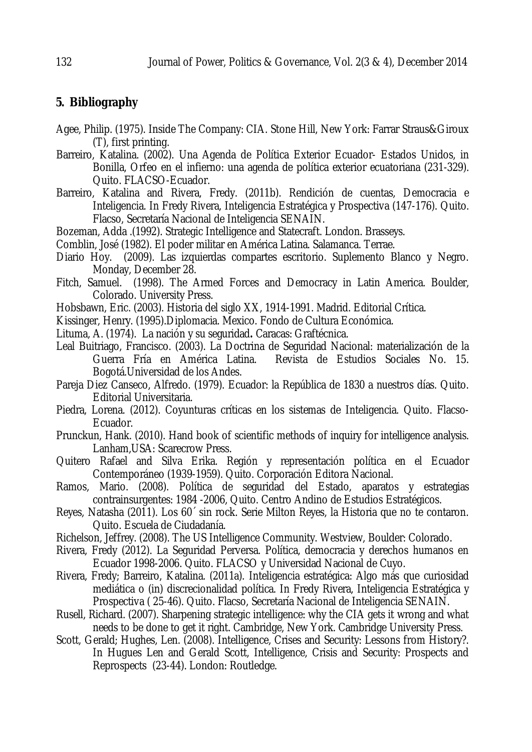## 5. Bibliography

Agee, Philip. (1975). Inside The Company: CIA. Stone Hill, New York: Farrar Straus&Giroux (T), first printing.

Barreiro, Katalina. (2002). Una Agenda de Política Exterior Ecuador- Estados Unidos, in Bonilla, Orfeo en el infierno: una agenda de política exterior ecuatoriana (231-329). Quito. FLACSO-Ecuador.

Barreiro, Katalina and Rivera, Fredy. (2011b). Rendición de cuentas, Democracia e Inteligencia. In Fredy Rivera, Inteligencia Estratégica y Prospectiva (147-176). Quito. Flacso, Secretaría Nacional de Inteligencia SENAIN.

Bozeman, Adda .(1992). Strategic Intelligence and Statecraft. London. Brasseys.

Comblin, José (1982). El poder militar en América Latina. Salamanca. Terrae.

Diario Hoy. (2009). Las izquierdas compartes escritorio. Suplemento Blanco y Negro. Monday, December 28.

Fitch, Samuel. (1998). The Armed Forces and Democracy in Latin America. Boulder, Colorado. University Press.

Hobsbawn, Eric. (2003). Historia del siglo XX, 1914-1991. Madrid. Editorial Crítica.

Kissinger, Henry. (1995).Diplomacia. Mexico. Fondo de Cultura Económica.

Lituma, A. (1974). La nación y su seguridad**.** Caracas: Graftécnica.

Leal Buitriago, Francisco. (2003). La Doctrina de Seguridad Nacional: materialización de la Guerra Fría en América Latina. Revista de Estudios Sociales No. 15. Bogotá.Universidad de los Andes.

Pareja Diez Canseco, Alfredo. (1979). Ecuador: la República de 1830 a nuestros días. Quito. Editorial Universitaria.

Piedra, Lorena. (2012). Coyunturas críticas en los sistemas de Inteligencia. Quito. Flacso-Ecuador.

Prunckun, Hank. (2010). Hand book of scientific methods of inquiry for intelligence analysis. Lanham,USA: Scarecrow Press.

Quitero Rafael and Silva Erika. Región y representación política en el Ecuador Contemporáneo (1939-1959). Quito. Corporación Editora Nacional.

Ramos, Mario. (2008). Política de seguridad del Estado, aparatos y estrategias contrainsurgentes: 1984 -2006, Quito. Centro Andino de Estudios Estratégicos.

Reyes, Natasha (2011). Los 60´ sin rock. Serie Milton Reyes, la Historia que no te contaron. Quito. Escuela de Ciudadanía.

Richelson, Jeffrey. (2008). The US Intelligence Community. Westview, Boulder: Colorado.

Rivera, Fredy (2012). La Seguridad Perversa. Política, democracia y derechos humanos en Ecuador 1998-2006. Quito. FLACSO y Universidad Nacional de Cuyo.

Rivera, Fredy; Barreiro, Katalina. (2011a). Inteligencia estratégica: Algo más que curiosidad mediática o (in) discrecionalidad política. In Fredy Rivera, Inteligencia Estratégica y Prospectiva ( 25-46). Quito. Flacso, Secretaría Nacional de Inteligencia SENAIN.

Rusell, Richard. (2007). Sharpening strategic intelligence: why the CIA gets it wrong and what needs to be done to get it right. Cambridge, New York. Cambridge University Press.

Scott, Gerald; Hughes, Len. (2008). Intelligence, Crises and Security: Lessons from History?. In Hugues Len and Gerald Scott, Intelligence, Crisis and Security: Prospects and Reprospects (23-44). London: Routledge.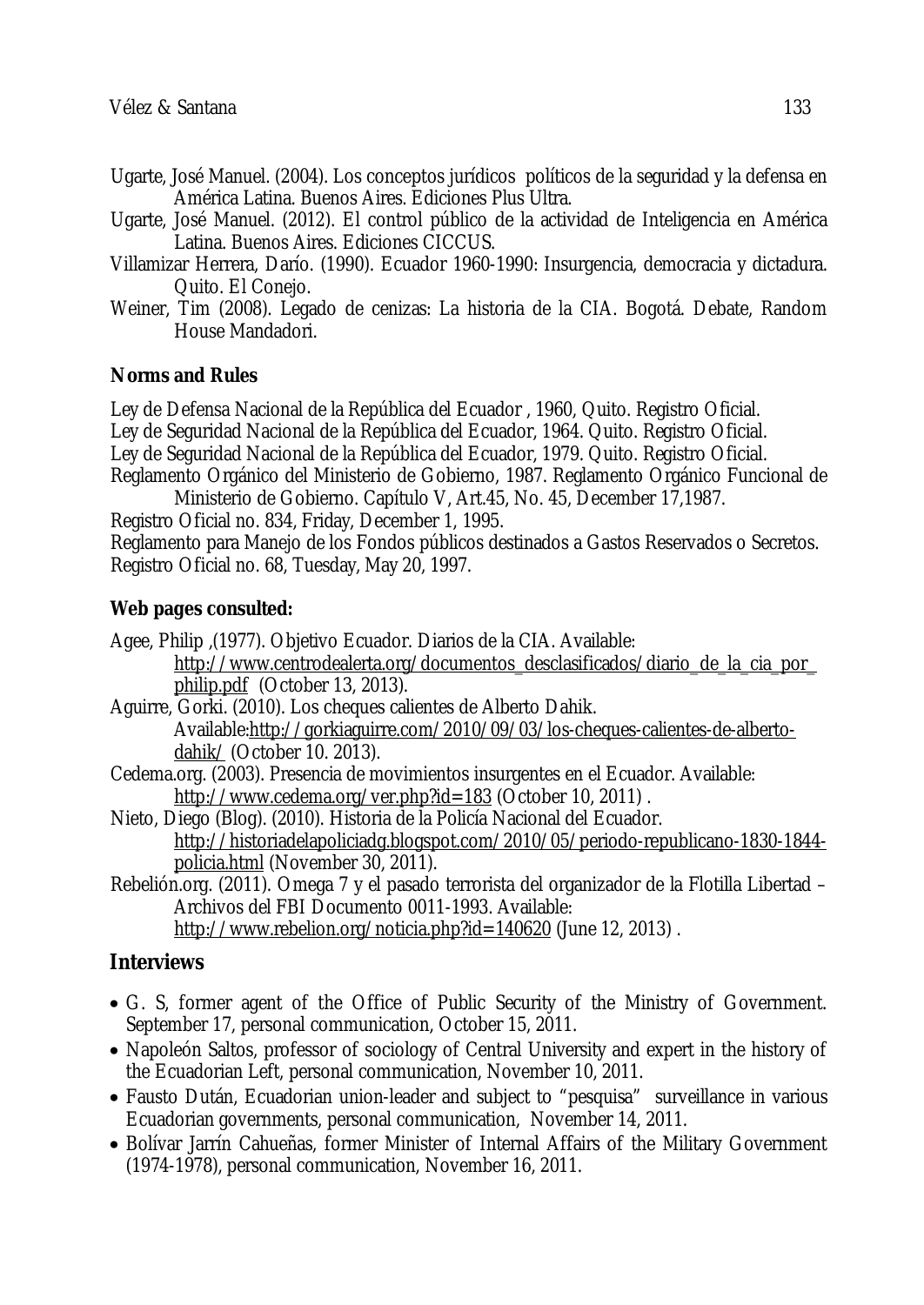Ugarte, José Manuel. (2004). Los conceptos jurídicos políticos de la seguridad y la defensa en América Latina. Buenos Aires. Ediciones Plus Ultra.

Ugarte, José Manuel. (2012). El control público de la actividad de Inteligencia en América Latina. Buenos Aires. Ediciones CICCUS.

Villamizar Herrera, Darío. (1990). Ecuador 1960-1990: Insurgencia, democracia y dictadura. Quito. El Conejo.

Weiner, Tim (2008). Legado de cenizas: La historia de la CIA. Bogotá. Debate, Random House Mandadori.

**Norms and Rules**

Ley de Defensa Nacional de la República del Ecuador , 1960, Quito. Registro Oficial.

Ley de Seguridad Nacional de la República del Ecuador, 1964. Quito. Registro Oficial.

Ley de Seguridad Nacional de la República del Ecuador, 1979. Quito. Registro Oficial.

Reglamento Orgánico del Ministerio de Gobierno, 1987. Reglamento Orgánico Funcional de Ministerio de Gobierno. Capítulo V, Art.45, No. 45, December 17,1987.

Registro Oficial no. 834, Friday, December 1, 1995.

Reglamento para Manejo de los Fondos públicos destinados a Gastos Reservados o Secretos. Registro Oficial no. 68, Tuesday, May 20, 1997.

**Web pages consulted:**

Agee, Philip ,(1977). Objetivo Ecuador. Diarios de la CIA. Available: http://www.centrodealerta.org/documentos_desclasificados/diario_de_la_cia_por_philip.pdf (October 13, 2013).

Aguirre, Gorki. (2010). Los cheques calientes de Alberto Dahik. Available:http://gorkiaguirre.com/2010/09/03/los-cheques-calientes-de-alberto-dahik/ (October 10. 2013).

Cedema.org. (2003). Presencia de movimientos insurgentes en el Ecuador. Available: http://www.cedema.org/ver.php?id=183 (October 10, 2011) .

Nieto, Diego (Blog). (2010). Historia de la Policía Nacional del Ecuador. http://historiadelapoliciadg.blogspot.com/2010/05/periodo-republicano-1830-1844-policia.html (November 30, 2011).

Rebelión.org. (2011). Omega 7 y el pasado terrorista del organizador de la Flotilla Libertad – Archivos del FBI Documento 0011-1993. Available: http://www.rebelion.org/noticia.php?id=140620 (June 12, 2013) .

## Interviews

- G. S, former agent of the Office of Public Security of the Ministry of Government. September 17, personal communication, October 15, 2011.
- Napoleón Saltos, professor of sociology of Central University and expert in the history of the Ecuadorian Left, personal communication, November 10, 2011.
- Fausto Dután, Ecuadorian union-leader and subject to "pesquisa" surveillance in various Ecuadorian governments, personal communication, November 14, 2011.
- Bolívar Jarrín Cahueñas, former Minister of Internal Affairs of the Military Government (1974-1978), personal communication, November 16, 2011.